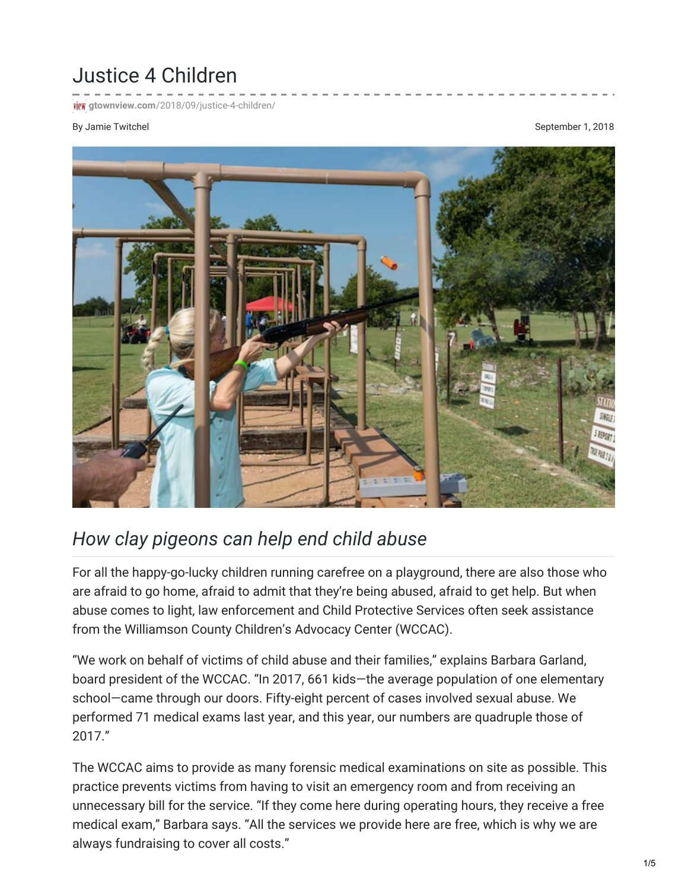# Justice 4 Children

gtownview.com/2018/09/justice-4-children/

By Jamie Twitchel

September 1, 2018

## *How clay pigeons can help end child abuse*

For all the happy-go-lucky children running carefree on a playground, there are also those who are afraid to go home, afraid to admit that they're being abused, afraid to get help. But when abuse comes to light, law enforcement and Child Protective Services often seek assistance from the Williamson County Children's Advocacy Center (WCCAC).

"We work on behalf of victims of child abuse and their families," explains Barbara Garland, board president of the WCCAC. "In 2017, 661 kids—the average population of one elementary school—came through our doors. Fifty-eight percent of cases involved sexual abuse. We performed 71 medical exams last year, and this year, our numbers are quadruple those of 2017."

The WCCAC aims to provide as many forensic medical examinations on site as possible. This practice prevents victims from having to visit an emergency room and from receiving an unnecessary bill for the service. "If they come here during operating hours, they receive a free medical exam," Barbara says. "All the services we provide here are free, which is why we are always fundraising to cover all costs."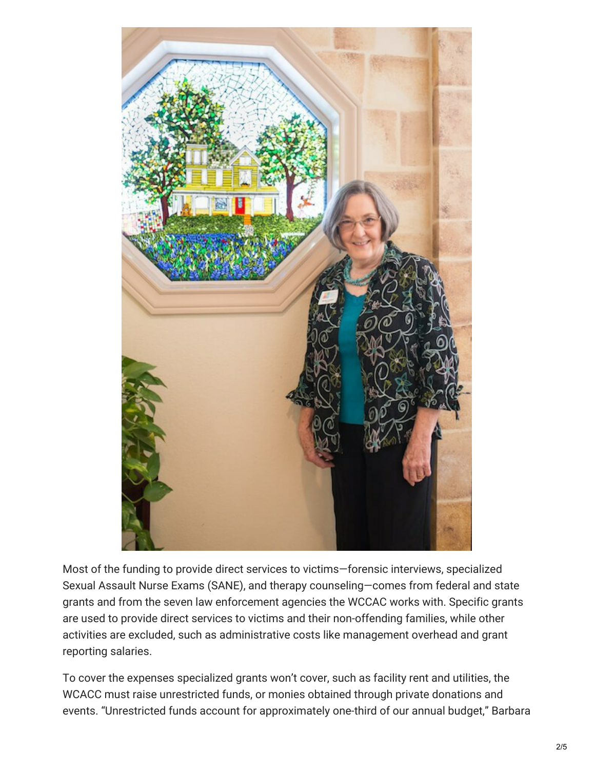Most of the funding to provide direct services to victims—forensic interviews, specialized Sexual Assault Nurse Exams (SANE), and therapy counseling—comes from federal and state grants and from the seven law enforcement agencies the WCCAC works with. Specific grants are used to provide direct services to victims and their non-offending families, while other activities are excluded, such as administrative costs like management overhead and grant reporting salaries.

To cover the expenses specialized grants won't cover, such as facility rent and utilities, the WCACC must raise unrestricted funds, or monies obtained through private donations and events. "Unrestricted funds account for approximately one-third of our annual budget," Barbara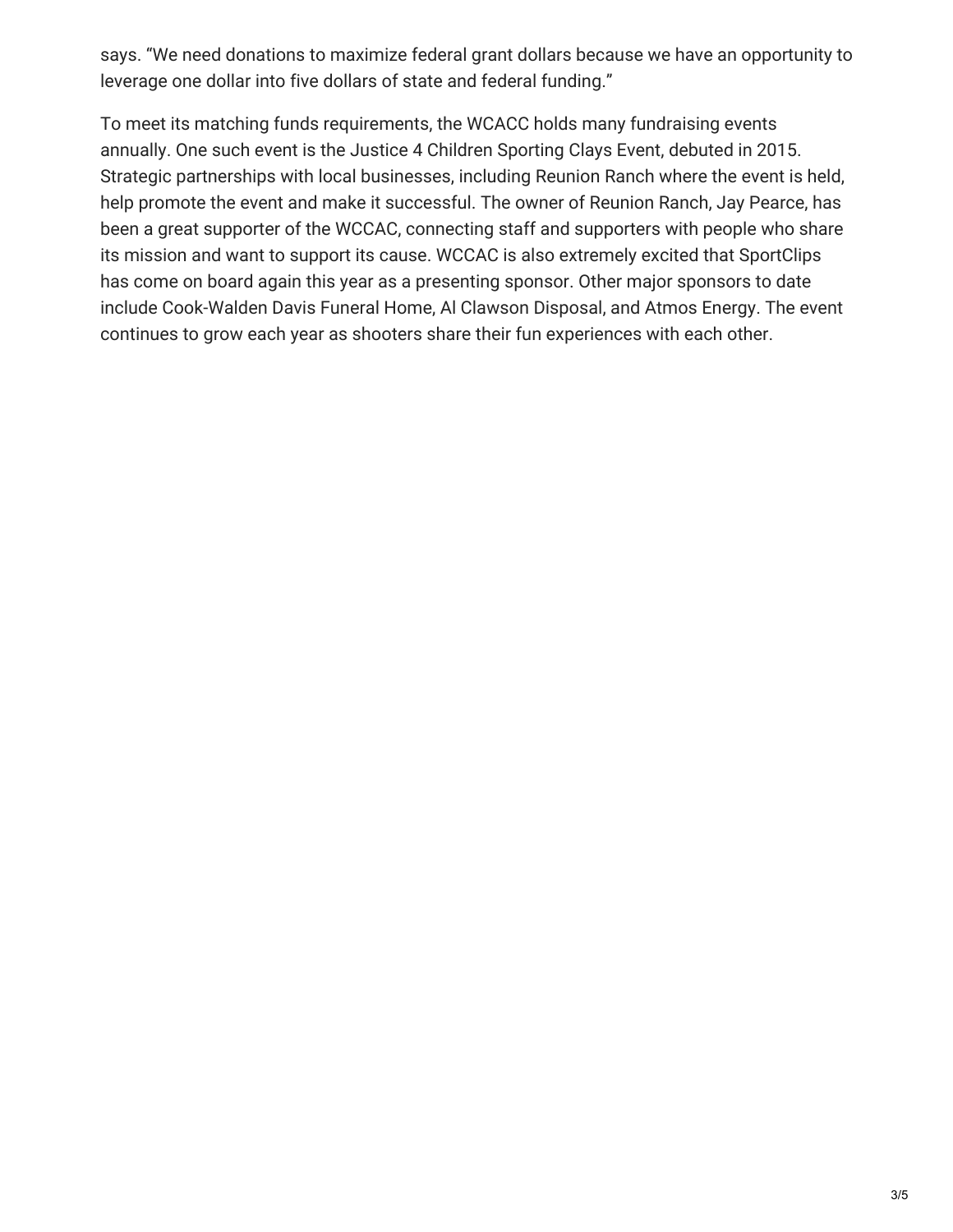says. "We need donations to maximize federal grant dollars because we have an opportunity to leverage one dollar into five dollars of state and federal funding."

To meet its matching funds requirements, the WCACC holds many fundraising events annually. One such event is the Justice 4 Children Sporting Clays Event, debuted in 2015. Strategic partnerships with local businesses, including Reunion Ranch where the event is held, help promote the event and make it successful. The owner of Reunion Ranch, Jay Pearce, has been a great supporter of the WCCAC, connecting staff and supporters with people who share its mission and want to support its cause. WCCAC is also extremely excited that SportClips has come on board again this year as a presenting sponsor. Other major sponsors to date include Cook-Walden Davis Funeral Home, Al Clawson Disposal, and Atmos Energy. The event continues to grow each year as shooters share their fun experiences with each other.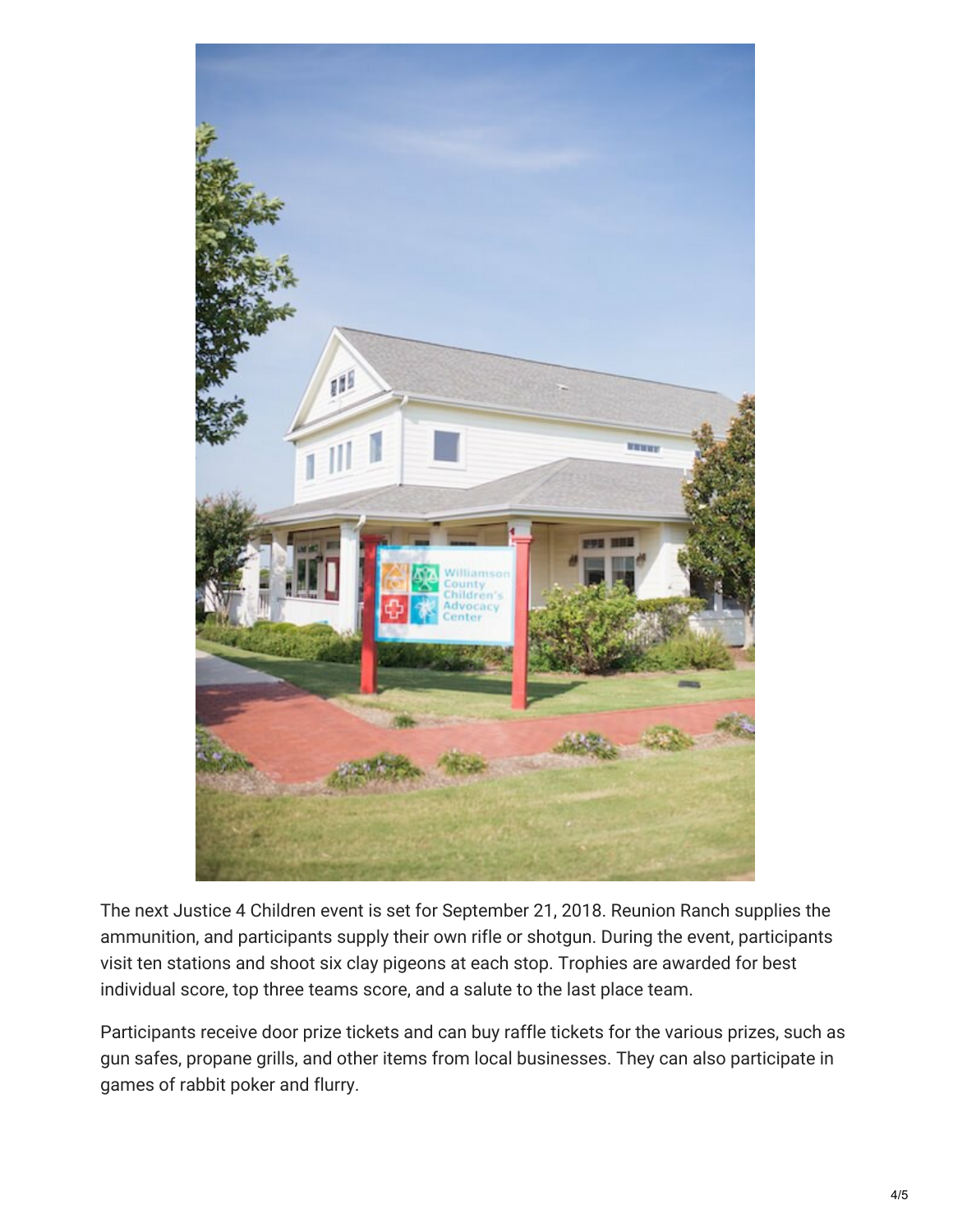The next Justice 4 Children event is set for September 21, 2018. Reunion Ranch supplies the ammunition, and participants supply their own rifle or shotgun. During the event, participants visit ten stations and shoot six clay pigeons at each stop. Trophies are awarded for best individual score, top three teams score, and a salute to the last place team.

Participants receive door prize tickets and can buy raffle tickets for the various prizes, such as gun safes, propane grills, and other items from local businesses. They can also participate in games of rabbit poker and flurry.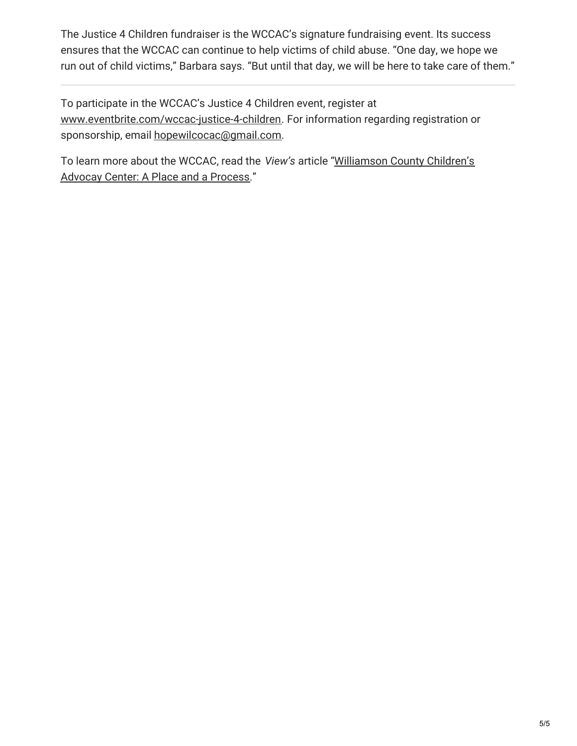The Justice 4 Children fundraiser is the WCCAC's signature fundraising event. Its success ensures that the WCCAC can continue to help victims of child abuse. "One day, we hope we run out of child victims," Barbara says. "But until that day, we will be here to take care of them."

---

To participate in the WCCAC's Justice 4 Children event, register at www.eventbrite.com/wccac-justice-4-children. For information regarding registration or sponsorship, email hopewilcocac@gmail.com.

To learn more about the WCCAC, read the *View's* article "Williamson County Children's Advocay Center: A Place and a Process."